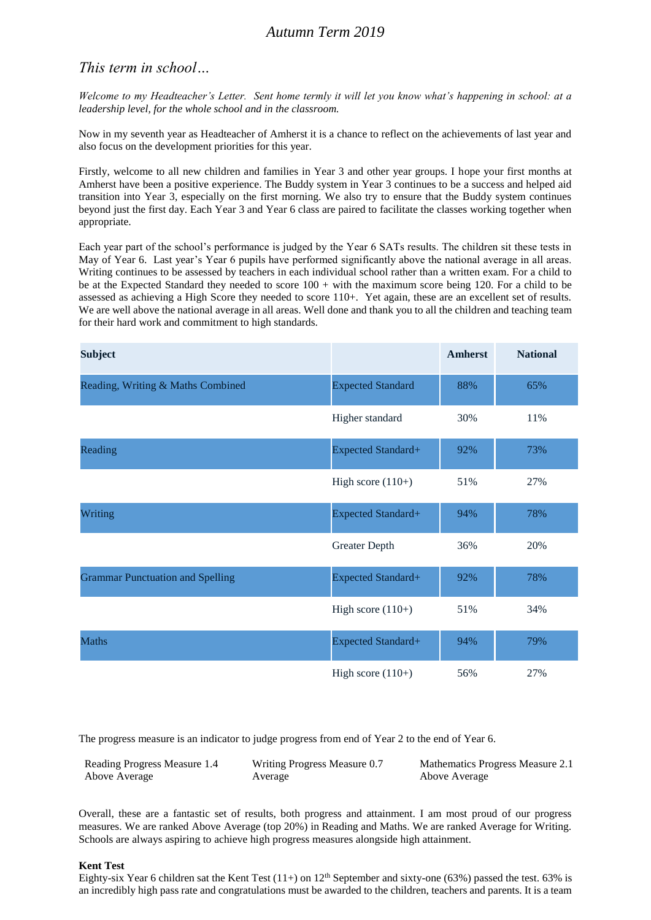# *Autumn Term 2019*

## *This term in school…*

*Welcome to my Headteacher's Letter. Sent home termly it will let you know what's happening in school: at a leadership level, for the whole school and in the classroom.*

Now in my seventh year as Headteacher of Amherst it is a chance to reflect on the achievements of last year and also focus on the development priorities for this year.

Firstly, welcome to all new children and families in Year 3 and other year groups. I hope your first months at Amherst have been a positive experience. The Buddy system in Year 3 continues to be a success and helped aid transition into Year 3, especially on the first morning. We also try to ensure that the Buddy system continues beyond just the first day. Each Year 3 and Year 6 class are paired to facilitate the classes working together when appropriate.

Each year part of the school's performance is judged by the Year 6 SATs results. The children sit these tests in May of Year 6. Last year's Year 6 pupils have performed significantly above the national average in all areas. Writing continues to be assessed by teachers in each individual school rather than a written exam. For a child to be at the Expected Standard they needed to score 100 + with the maximum score being 120. For a child to be assessed as achieving a High Score they needed to score 110+. Yet again, these are an excellent set of results. We are well above the national average in all areas. Well done and thank you to all the children and teaching team for their hard work and commitment to high standards.

| Subject | | Amherst | National |
|---|---|---|---|
| Reading, Writing & Maths Combined | Expected Standard | 88% | 65% |
| | Higher standard | 30% | 11% |
| Reading | Expected Standard+ | 92% | 73% |
| | High score (110+) | 51% | 27% |
| Writing | Expected Standard+ | 94% | 78% |
| | Greater Depth | 36% | 20% |
| Grammar Punctuation and Spelling | Expected Standard+ | 92% | 78% |
| | High score (110+) | 51% | 34% |
| Maths | Expected Standard+ | 94% | 79% |
| | High score (110+) | 56% | 27% |

The progress measure is an indicator to judge progress from end of Year 2 to the end of Year 6.

Reading Progress Measure 1.4
Above Average

Writing Progress Measure 0.7
Average

Mathematics Progress Measure 2.1
Above Average

Overall, these are a fantastic set of results, both progress and attainment. I am most proud of our progress measures. We are ranked Above Average (top 20%) in Reading and Maths. We are ranked Average for Writing. Schools are always aspiring to achieve high progress measures alongside high attainment.

**Kent Test**

Eighty-six Year 6 children sat the Kent Test (11+) on 12th September and sixty-one (63%) passed the test. 63% is an incredibly high pass rate and congratulations must be awarded to the children, teachers and parents. It is a team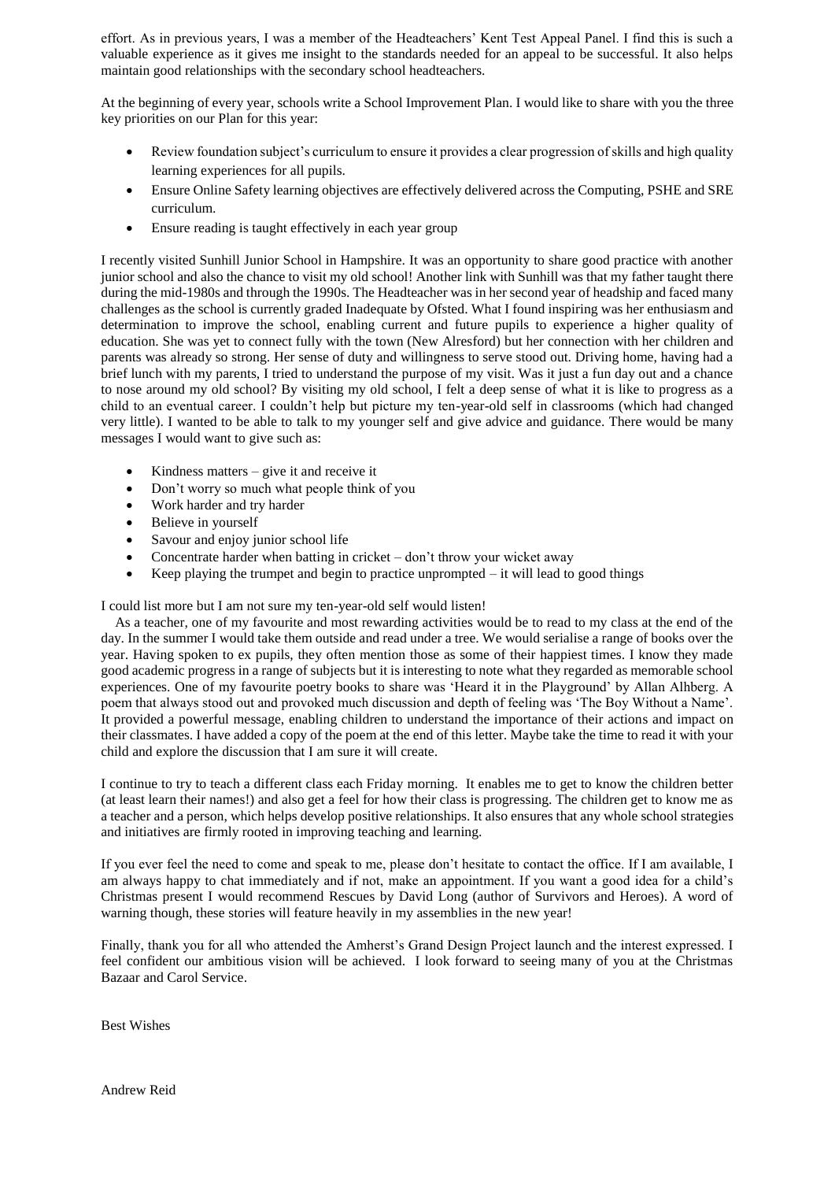effort. As in previous years, I was a member of the Headteachers' Kent Test Appeal Panel. I find this is such a valuable experience as it gives me insight to the standards needed for an appeal to be successful. It also helps maintain good relationships with the secondary school headteachers.

At the beginning of every year, schools write a School Improvement Plan. I would like to share with you the three key priorities on our Plan for this year:

- Review foundation subject's curriculum to ensure it provides a clear progression of skills and high quality learning experiences for all pupils.
- Ensure Online Safety learning objectives are effectively delivered across the Computing, PSHE and SRE curriculum.
- Ensure reading is taught effectively in each year group

I recently visited Sunhill Junior School in Hampshire. It was an opportunity to share good practice with another junior school and also the chance to visit my old school! Another link with Sunhill was that my father taught there during the mid-1980s and through the 1990s. The Headteacher was in her second year of headship and faced many challenges as the school is currently graded Inadequate by Ofsted. What I found inspiring was her enthusiasm and determination to improve the school, enabling current and future pupils to experience a higher quality of education. She was yet to connect fully with the town (New Alresford) but her connection with her children and parents was already so strong. Her sense of duty and willingness to serve stood out. Driving home, having had a brief lunch with my parents, I tried to understand the purpose of my visit. Was it just a fun day out and a chance to nose around my old school? By visiting my old school, I felt a deep sense of what it is like to progress as a child to an eventual career. I couldn't help but picture my ten-year-old self in classrooms (which had changed very little). I wanted to be able to talk to my younger self and give advice and guidance. There would be many messages I would want to give such as:

- Kindness matters – give it and receive it
- Don't worry so much what people think of you
- Work harder and try harder
- Believe in yourself
- Savour and enjoy junior school life
- Concentrate harder when batting in cricket – don't throw your wicket away
- Keep playing the trumpet and begin to practice unprompted – it will lead to good things

I could list more but I am not sure my ten-year-old self would listen!

As a teacher, one of my favourite and most rewarding activities would be to read to my class at the end of the day. In the summer I would take them outside and read under a tree. We would serialise a range of books over the year. Having spoken to ex pupils, they often mention those as some of their happiest times. I know they made good academic progress in a range of subjects but it is interesting to note what they regarded as memorable school experiences. One of my favourite poetry books to share was 'Heard it in the Playground' by Allan Alhberg. A poem that always stood out and provoked much discussion and depth of feeling was 'The Boy Without a Name'. It provided a powerful message, enabling children to understand the importance of their actions and impact on their classmates. I have added a copy of the poem at the end of this letter. Maybe take the time to read it with your child and explore the discussion that I am sure it will create.

I continue to try to teach a different class each Friday morning. It enables me to get to know the children better (at least learn their names!) and also get a feel for how their class is progressing. The children get to know me as a teacher and a person, which helps develop positive relationships. It also ensures that any whole school strategies and initiatives are firmly rooted in improving teaching and learning.

If you ever feel the need to come and speak to me, please don't hesitate to contact the office. If I am available, I am always happy to chat immediately and if not, make an appointment. If you want a good idea for a child's Christmas present I would recommend Rescues by David Long (author of Survivors and Heroes). A word of warning though, these stories will feature heavily in my assemblies in the new year!

Finally, thank you for all who attended the Amherst's Grand Design Project launch and the interest expressed. I feel confident our ambitious vision will be achieved. I look forward to seeing many of you at the Christmas Bazaar and Carol Service.

Best Wishes

Andrew Reid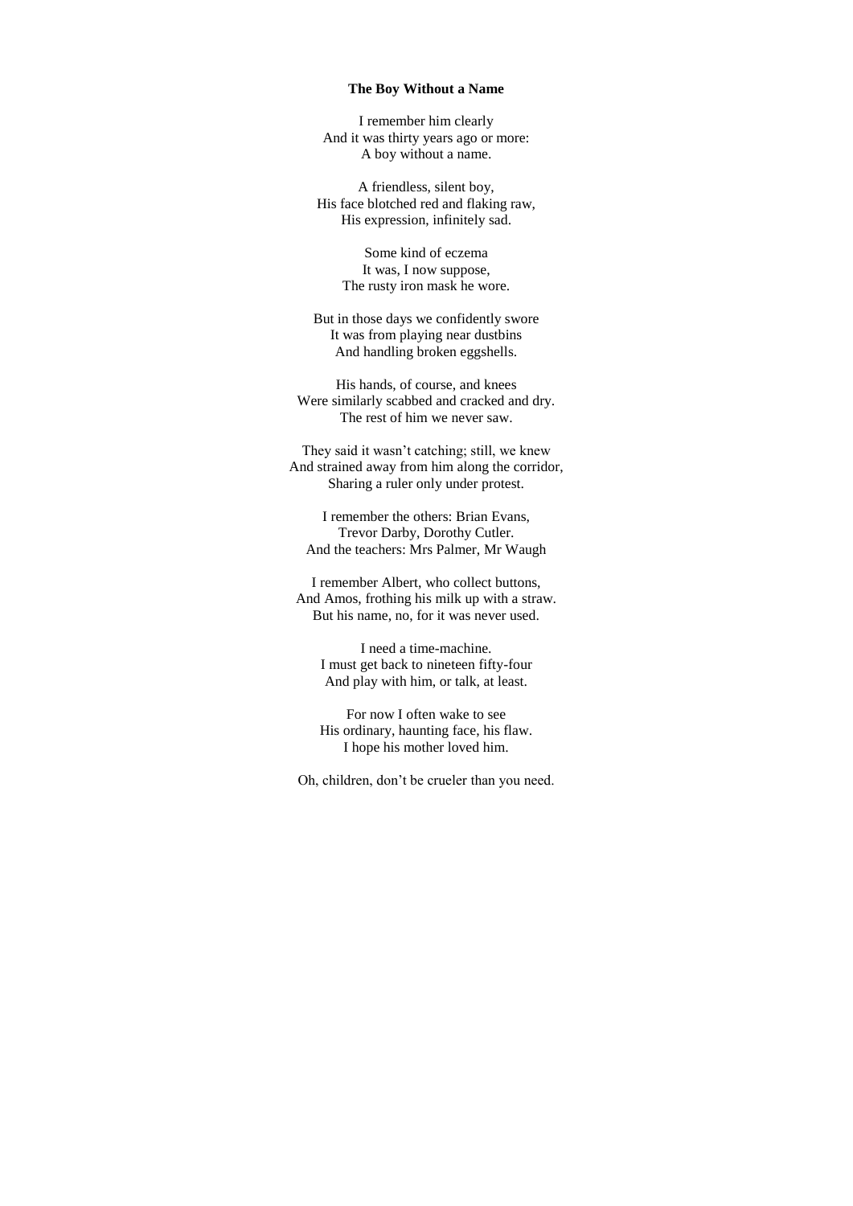**The Boy Without a Name**

I remember him clearly  
And it was thirty years ago or more:  
A boy without a name.

A friendless, silent boy,  
His face blotched red and flaking raw,  
His expression, infinitely sad.

Some kind of eczema  
It was, I now suppose,  
The rusty iron mask he wore.

But in those days we confidently swore  
It was from playing near dustbins  
And handling broken eggshells.

His hands, of course, and knees  
Were similarly scabbed and cracked and dry.  
The rest of him we never saw.

They said it wasn't catching; still, we knew  
And strained away from him along the corridor,  
Sharing a ruler only under protest.

I remember the others: Brian Evans,  
Trevor Darby, Dorothy Cutler.  
And the teachers: Mrs Palmer, Mr Waugh

I remember Albert, who collect buttons,  
And Amos, frothing his milk up with a straw.  
But his name, no, for it was never used.

I need a time-machine.  
I must get back to nineteen fifty-four  
And play with him, or talk, at least.

For now I often wake to see  
His ordinary, haunting face, his flaw.  
I hope his mother loved him.

Oh, children, don't be crueler than you need.